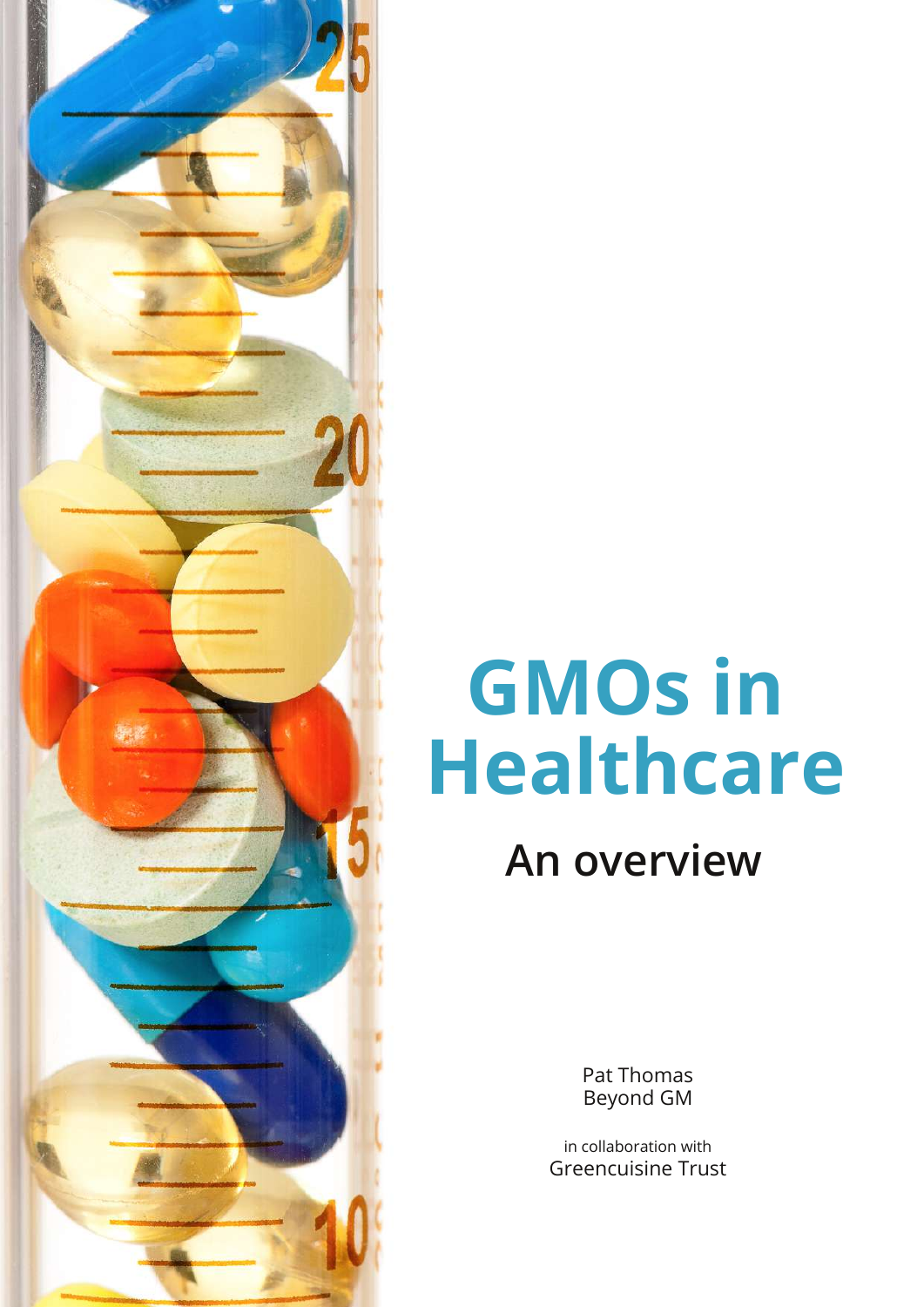# GMOs in Healthcare

## An overview

Pat Thomas
Beyond GM

in collaboration with
Greencuisine Trust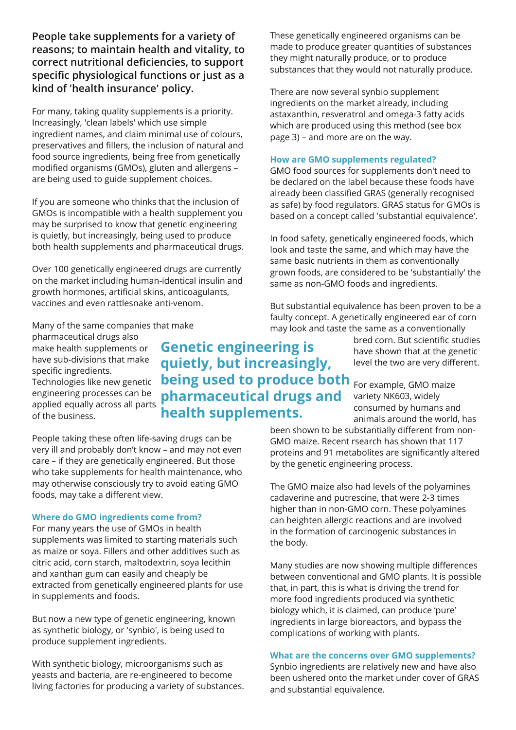**People take supplements for a variety of reasons; to maintain health and vitality, to correct nutritional deficiencies, to support specific physiological functions or just as a kind of 'health insurance' policy.**

For many, taking quality supplements is a priority. Increasingly, 'clean labels' which use simple ingredient names, and claim minimal use of colours, preservatives and fillers, the inclusion of natural and food source ingredients, being free from genetically modified organisms (GMOs), gluten and allergens – are being used to guide supplement choices.

If you are someone who thinks that the inclusion of GMOs is incompatible with a health supplement you may be surprised to know that genetic engineering is quietly, but increasingly, being used to produce both health supplements and pharmaceutical drugs.

Over 100 genetically engineered drugs are currently on the market including human-identical insulin and growth hormones, artificial skins, anticoagulants, vaccines and even rattlesnake anti-venom.

Many of the same companies that make pharmaceutical drugs also make health supplements or have sub-divisions that make specific ingredients. Technologies like new genetic engineering processes can be applied equally across all parts of the business.

> **Genetic engineering is quietly, but increasingly, being used to produce both pharmaceutical drugs and health supplements.**

People taking these often life-saving drugs can be very ill and probably don't know – and may not even care – if they are genetically engineered. But those who take supplements for health maintenance, who may otherwise consciously try to avoid eating GMO foods, may take a different view.

### Where do GMO ingredients come from?

For many years the use of GMOs in health supplements was limited to starting materials such as maize or soya. Fillers and other additives such as citric acid, corn starch, maltodextrin, soya lecithin and xanthan gum can easily and cheaply be extracted from genetically engineered plants for use in supplements and foods.

But now a new type of genetic engineering, known as synthetic biology, or 'synbio', is being used to produce supplement ingredients.

With synthetic biology, microorganisms such as yeasts and bacteria, are re-engineered to become living factories for producing a variety of substances.

These genetically engineered organisms can be made to produce greater quantities of substances they might naturally produce, or to produce substances that they would not naturally produce.

There are now several synbio supplement ingredients on the market already, including astaxanthin, resveratrol and omega-3 fatty acids which are produced using this method (see box page 3) – and more are on the way.

### How are GMO supplements regulated?

GMO food sources for supplements don't need to be declared on the label because these foods have already been classified GRAS (generally recognised as safe) by food regulators. GRAS status for GMOs is based on a concept called 'substantial equivalence'.

In food safety, genetically engineered foods, which look and taste the same, and which may have the same basic nutrients in them as conventionally grown foods, are considered to be 'substantially' the same as non-GMO foods and ingredients.

But substantial equivalence has been proven to be a faulty concept. A genetically engineered ear of corn may look and taste the same as a conventionally bred corn. But scientific studies have shown that at the genetic level the two are very different.

For example, GMO maize variety NK603, widely consumed by humans and animals around the world, has been shown to be substantially different from non-GMO maize. Recent rsearch has shown that 117 proteins and 91 metabolites are significantly altered by the genetic engineering process.

The GMO maize also had levels of the polyamines cadaverine and putrescine, that were 2-3 times higher than in non-GMO corn. These polyamines can heighten allergic reactions and are involved in the formation of carcinogenic substances in the body.

Many studies are now showing multiple differences between conventional and GMO plants. It is possible that, in part, this is what is driving the trend for more food ingredients produced via synthetic biology which, it is claimed, can produce 'pure' ingredients in large bioreactors, and bypass the complications of working with plants.

### What are the concerns over GMO supplements?

Synbio ingredients are relatively new and have also been ushered onto the market under cover of GRAS and substantial equivalence.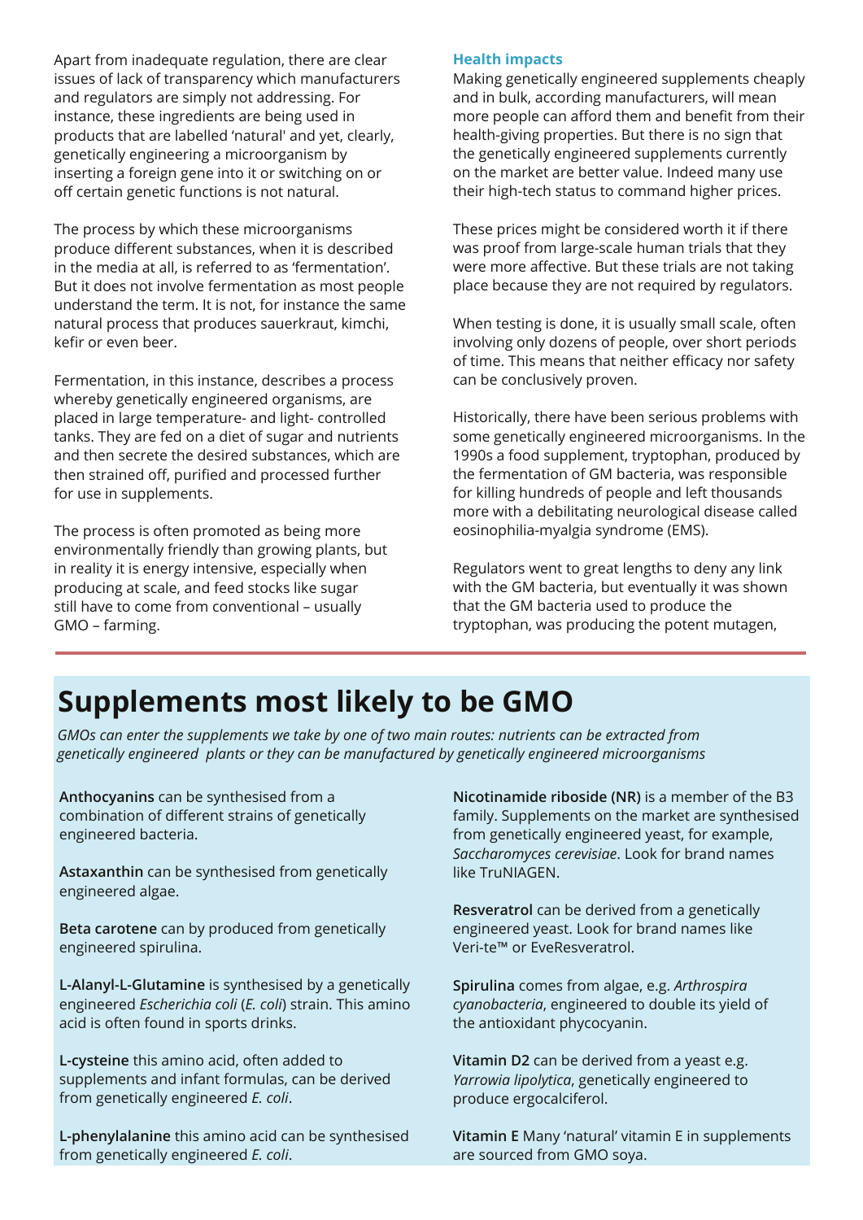Apart from inadequate regulation, there are clear issues of lack of transparency which manufacturers and regulators are simply not addressing. For instance, these ingredients are being used in products that are labelled 'natural' and yet, clearly, genetically engineering a microorganism by inserting a foreign gene into it or switching on or off certain genetic functions is not natural.

The process by which these microorganisms produce different substances, when it is described in the media at all, is referred to as 'fermentation'. But it does not involve fermentation as most people understand the term. It is not, for instance the same natural process that produces sauerkraut, kimchi, kefir or even beer.

Fermentation, in this instance, describes a process whereby genetically engineered organisms, are placed in large temperature- and light- controlled tanks. They are fed on a diet of sugar and nutrients and then secrete the desired substances, which are then strained off, purified and processed further for use in supplements.

The process is often promoted as being more environmentally friendly than growing plants, but in reality it is energy intensive, especially when producing at scale, and feed stocks like sugar still have to come from conventional – usually GMO – farming.

### Health impacts

Making genetically engineered supplements cheaply and in bulk, according manufacturers, will mean more people can afford them and benefit from their health-giving properties. But there is no sign that the genetically engineered supplements currently on the market are better value. Indeed many use their high-tech status to command higher prices.

These prices might be considered worth it if there was proof from large-scale human trials that they were more affective. But these trials are not taking place because they are not required by regulators.

When testing is done, it is usually small scale, often involving only dozens of people, over short periods of time. This means that neither efficacy nor safety can be conclusively proven.

Historically, there have been serious problems with some genetically engineered microorganisms. In the 1990s a food supplement, tryptophan, produced by the fermentation of GM bacteria, was responsible for killing hundreds of people and left thousands more with a debilitating neurological disease called eosinophilia-myalgia syndrome (EMS).

Regulators went to great lengths to deny any link with the GM bacteria, but eventually it was shown that the GM bacteria used to produce the tryptophan, was producing the potent mutagen,

## Supplements most likely to be GMO

*GMOs can enter the supplements we take by one of two main routes: nutrients can be extracted from genetically engineered plants or they can be manufactured by genetically engineered microorganisms*

**Anthocyanins** can be synthesised from a combination of different strains of genetically engineered bacteria.

**Astaxanthin** can be synthesised from genetically engineered algae.

**Beta carotene** can by produced from genetically engineered spirulina.

**L-Alanyl-L-Glutamine** is synthesised by a genetically engineered *Escherichia coli* (*E. coli*) strain. This amino acid is often found in sports drinks.

**L-cysteine** this amino acid, often added to supplements and infant formulas, can be derived from genetically engineered *E. coli*.

**L-phenylalanine** this amino acid can be synthesised from genetically engineered *E. coli*.

**Nicotinamide riboside (NR)** is a member of the B3 family. Supplements on the market are synthesised from genetically engineered yeast, for example, *Saccharomyces cerevisiae*. Look for brand names like TruNIAGEN.

**Resveratrol** can be derived from a genetically engineered yeast. Look for brand names like Veri-te™ or EveResveratrol.

**Spirulina** comes from algae, e.g. *Arthrospira cyanobacteria*, engineered to double its yield of the antioxidant phycocyanin.

**Vitamin D2** can be derived from a yeast e.g. *Yarrowia lipolytica*, genetically engineered to produce ergocalciferol.

**Vitamin E** Many 'natural' vitamin E in supplements are sourced from GMO soya.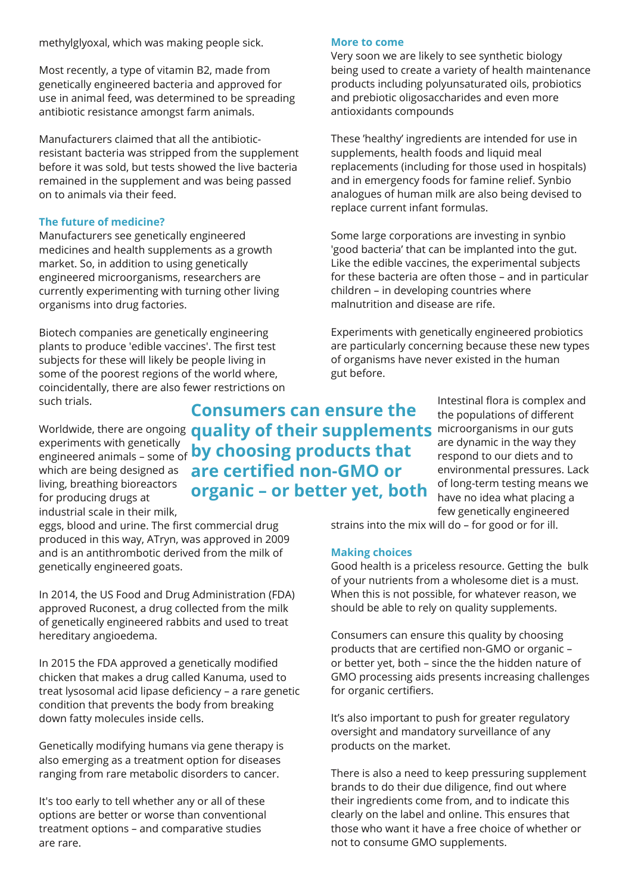methylglyoxal, which was making people sick.

Most recently, a type of vitamin B2, made from genetically engineered bacteria and approved for use in animal feed, was determined to be spreading antibiotic resistance amongst farm animals.

Manufacturers claimed that all the antibiotic-resistant bacteria was stripped from the supplement before it was sold, but tests showed the live bacteria remained in the supplement and was being passed on to animals via their feed.

### The future of medicine?

Manufacturers see genetically engineered medicines and health supplements as a growth market. So, in addition to using genetically engineered microorganisms, researchers are currently experimenting with turning other living organisms into drug factories.

Biotech companies are genetically engineering plants to produce 'edible vaccines'. The first test subjects for these will likely be people living in some of the poorest regions of the world where, coincidentally, there are also fewer restrictions on such trials.

Worldwide, there are ongoing experiments with genetically engineered animals – some of which are being designed as living, breathing bioreactors for producing drugs at industrial scale in their milk, eggs, blood and urine. The first commercial drug produced in this way, ATryn, was approved in 2009 and is an antithrombotic derived from the milk of genetically engineered goats.

In 2014, the US Food and Drug Administration (FDA) approved Ruconest, a drug collected from the milk of genetically engineered rabbits and used to treat hereditary angioedema.

In 2015 the FDA approved a genetically modified chicken that makes a drug called Kanuma, used to treat lysosomal acid lipase deficiency – a rare genetic condition that prevents the body from breaking down fatty molecules inside cells.

Genetically modifying humans via gene therapy is also emerging as a treatment option for diseases ranging from rare metabolic disorders to cancer.

It's too early to tell whether any or all of these options are better or worse than conventional treatment options – and comparative studies are rare.

**Consumers can ensure the quality of their supplements by choosing products that are certified non-GMO or organic – or better yet, both**

### More to come

Very soon we are likely to see synthetic biology being used to create a variety of health maintenance products including polyunsaturated oils, probiotics and prebiotic oligosaccharides and even more antioxidants compounds

These 'healthy' ingredients are intended for use in supplements, health foods and liquid meal replacements (including for those used in hospitals) and in emergency foods for famine relief. Synbio analogues of human milk are also being devised to replace current infant formulas.

Some large corporations are investing in synbio 'good bacteria' that can be implanted into the gut. Like the edible vaccines, the experimental subjects for these bacteria are often those – and in particular children – in developing countries where malnutrition and disease are rife.

Experiments with genetically engineered probiotics are particularly concerning because these new types of organisms have never existed in the human gut before.

Intestinal flora is complex and the populations of different microorganisms in our guts are dynamic in the way they respond to our diets and to environmental pressures. Lack of long-term testing means we have no idea what placing a few genetically engineered strains into the mix will do – for good or for ill.

### Making choices

Good health is a priceless resource. Getting the bulk of your nutrients from a wholesome diet is a must. When this is not possible, for whatever reason, we should be able to rely on quality supplements.

Consumers can ensure this quality by choosing products that are certified non-GMO or organic – or better yet, both – since the the hidden nature of GMO processing aids presents increasing challenges for organic certifiers.

It's also important to push for greater regulatory oversight and mandatory surveillance of any products on the market.

There is also a need to keep pressuring supplement brands to do their due diligence, find out where their ingredients come from, and to indicate this clearly on the label and online. This ensures that those who want it have a free choice of whether or not to consume GMO supplements.